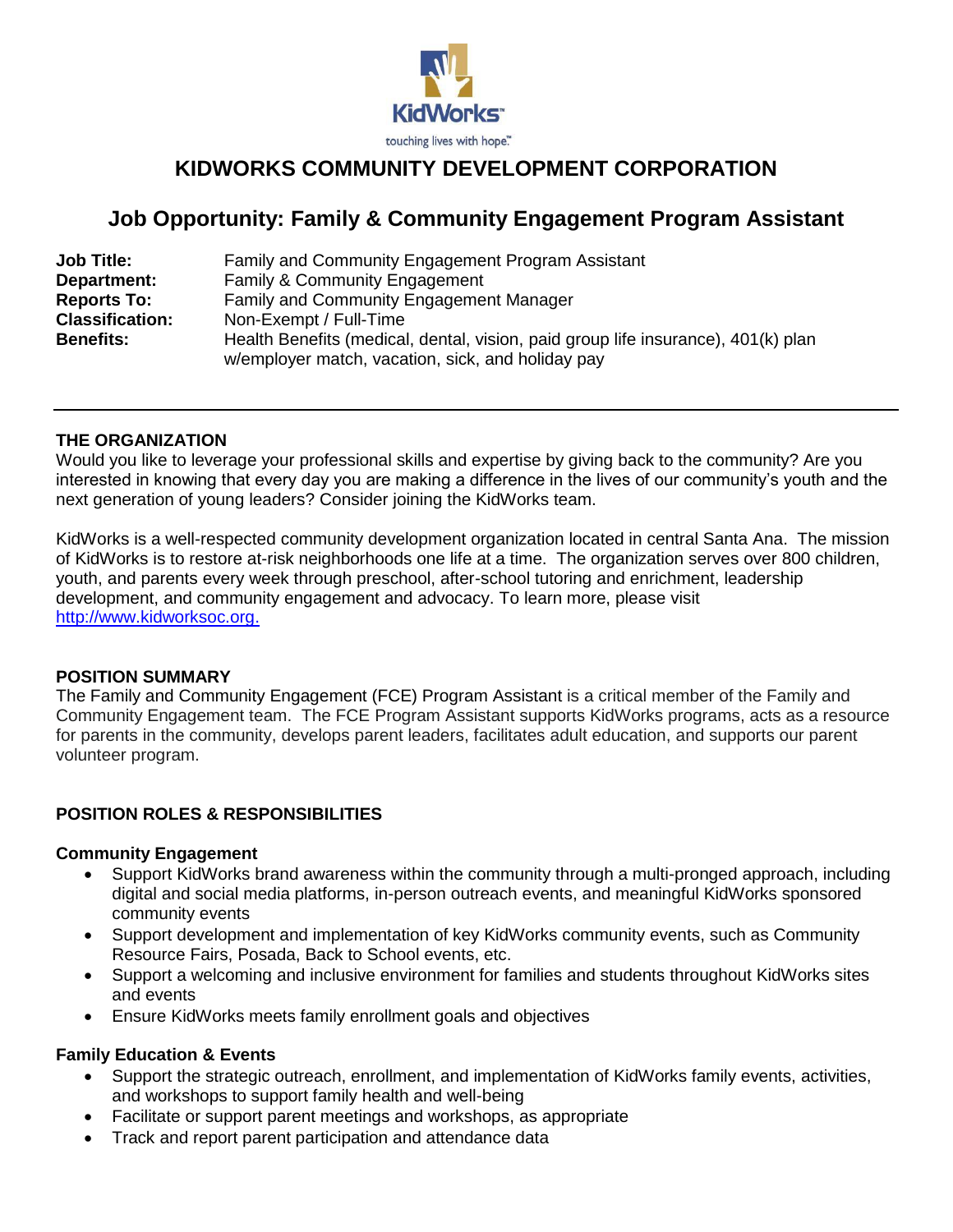KidWorks™

touching lives with hope™

# KIDWORKS COMMUNITY DEVELOPMENT CORPORATION

## Job Opportunity: Family & Community Engagement Program Assistant

**Job Title:** Family and Community Engagement Program Assistant
**Department:** Family & Community Engagement
**Reports To:** Family and Community Engagement Manager
**Classification:** Non-Exempt / Full-Time
**Benefits:** Health Benefits (medical, dental, vision, paid group life insurance), 401(k) plan w/employer match, vacation, sick, and holiday pay

---

### THE ORGANIZATION

Would you like to leverage your professional skills and expertise by giving back to the community? Are you interested in knowing that every day you are making a difference in the lives of our community's youth and the next generation of young leaders? Consider joining the KidWorks team.

KidWorks is a well-respected community development organization located in central Santa Ana. The mission of KidWorks is to restore at-risk neighborhoods one life at a time. The organization serves over 800 children, youth, and parents every week through preschool, after-school tutoring and enrichment, leadership development, and community engagement and advocacy. To learn more, please visit http://www.kidworksoc.org.

### POSITION SUMMARY

The Family and Community Engagement (FCE) Program Assistant is a critical member of the Family and Community Engagement team. The FCE Program Assistant supports KidWorks programs, acts as a resource for parents in the community, develops parent leaders, facilitates adult education, and supports our parent volunteer program.

### POSITION ROLES & RESPONSIBILITIES

**Community Engagement**

- Support KidWorks brand awareness within the community through a multi-pronged approach, including digital and social media platforms, in-person outreach events, and meaningful KidWorks sponsored community events
- Support development and implementation of key KidWorks community events, such as Community Resource Fairs, Posada, Back to School events, etc.
- Support a welcoming and inclusive environment for families and students throughout KidWorks sites and events
- Ensure KidWorks meets family enrollment goals and objectives

**Family Education & Events**

- Support the strategic outreach, enrollment, and implementation of KidWorks family events, activities, and workshops to support family health and well-being
- Facilitate or support parent meetings and workshops, as appropriate
- Track and report parent participation and attendance data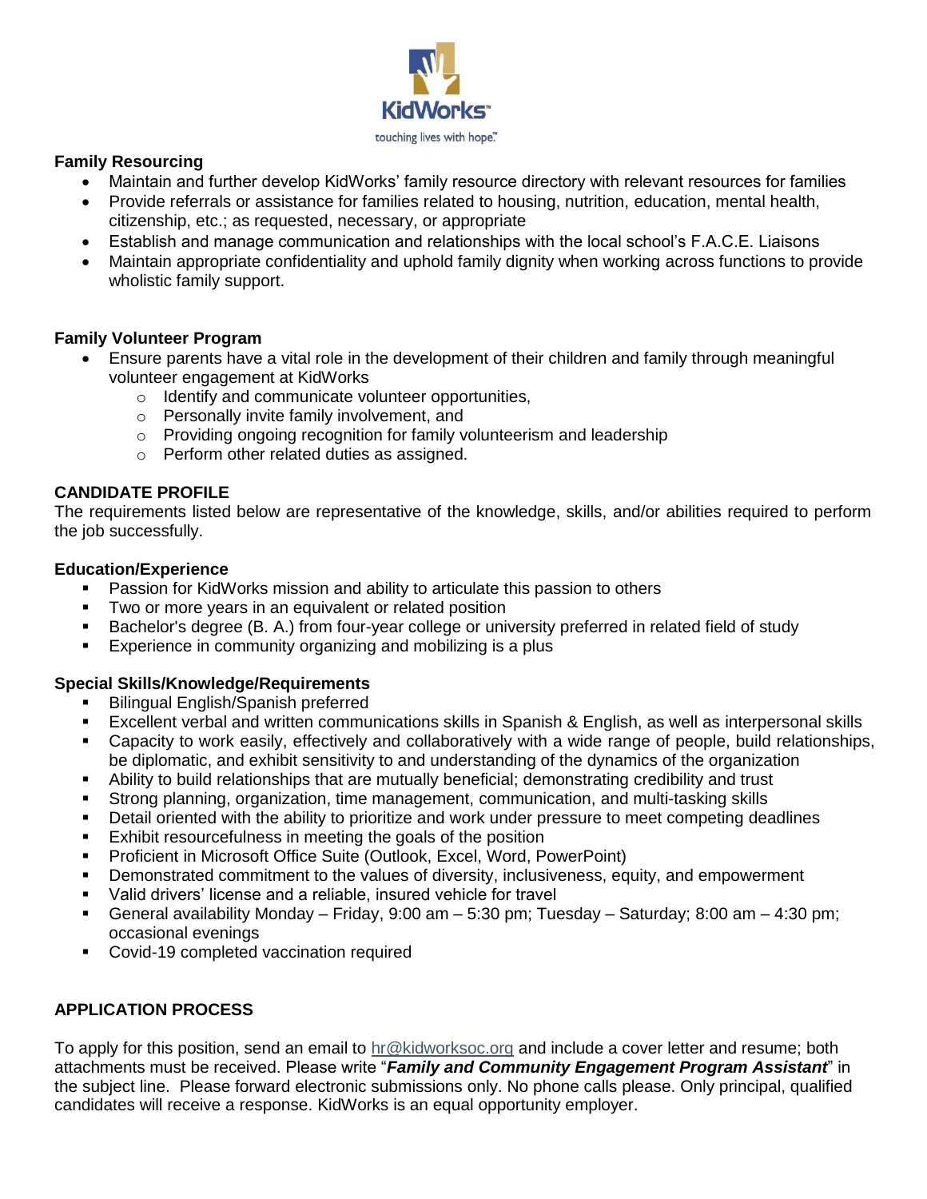KidWorks

touching lives with hope.™

**Family Resourcing**

- Maintain and further develop KidWorks' family resource directory with relevant resources for families
- Provide referrals or assistance for families related to housing, nutrition, education, mental health, citizenship, etc.; as requested, necessary, or appropriate
- Establish and manage communication and relationships with the local school's F.A.C.E. Liaisons
- Maintain appropriate confidentiality and uphold family dignity when working across functions to provide wholistic family support.

**Family Volunteer Program**

- Ensure parents have a vital role in the development of their children and family through meaningful volunteer engagement at KidWorks
  - Identify and communicate volunteer opportunities,
  - Personally invite family involvement, and
  - Providing ongoing recognition for family volunteerism and leadership
  - Perform other related duties as assigned.

**CANDIDATE PROFILE**

The requirements listed below are representative of the knowledge, skills, and/or abilities required to perform the job successfully.

**Education/Experience**

- Passion for KidWorks mission and ability to articulate this passion to others
- Two or more years in an equivalent or related position
- Bachelor's degree (B. A.) from four-year college or university preferred in related field of study
- Experience in community organizing and mobilizing is a plus

**Special Skills/Knowledge/Requirements**

- Bilingual English/Spanish preferred
- Excellent verbal and written communications skills in Spanish & English, as well as interpersonal skills
- Capacity to work easily, effectively and collaboratively with a wide range of people, build relationships, be diplomatic, and exhibit sensitivity to and understanding of the dynamics of the organization
- Ability to build relationships that are mutually beneficial; demonstrating credibility and trust
- Strong planning, organization, time management, communication, and multi-tasking skills
- Detail oriented with the ability to prioritize and work under pressure to meet competing deadlines
- Exhibit resourcefulness in meeting the goals of the position
- Proficient in Microsoft Office Suite (Outlook, Excel, Word, PowerPoint)
- Demonstrated commitment to the values of diversity, inclusiveness, equity, and empowerment
- Valid drivers' license and a reliable, insured vehicle for travel
- General availability Monday – Friday, 9:00 am – 5:30 pm; Tuesday – Saturday; 8:00 am – 4:30 pm; occasional evenings
- Covid-19 completed vaccination required

**APPLICATION PROCESS**

To apply for this position, send an email to hr@kidworksoc.org and include a cover letter and resume; both attachments must be received. Please write "***Family and Community Engagement Program Assistant***" in the subject line. Please forward electronic submissions only. No phone calls please. Only principal, qualified candidates will receive a response. KidWorks is an equal opportunity employer.